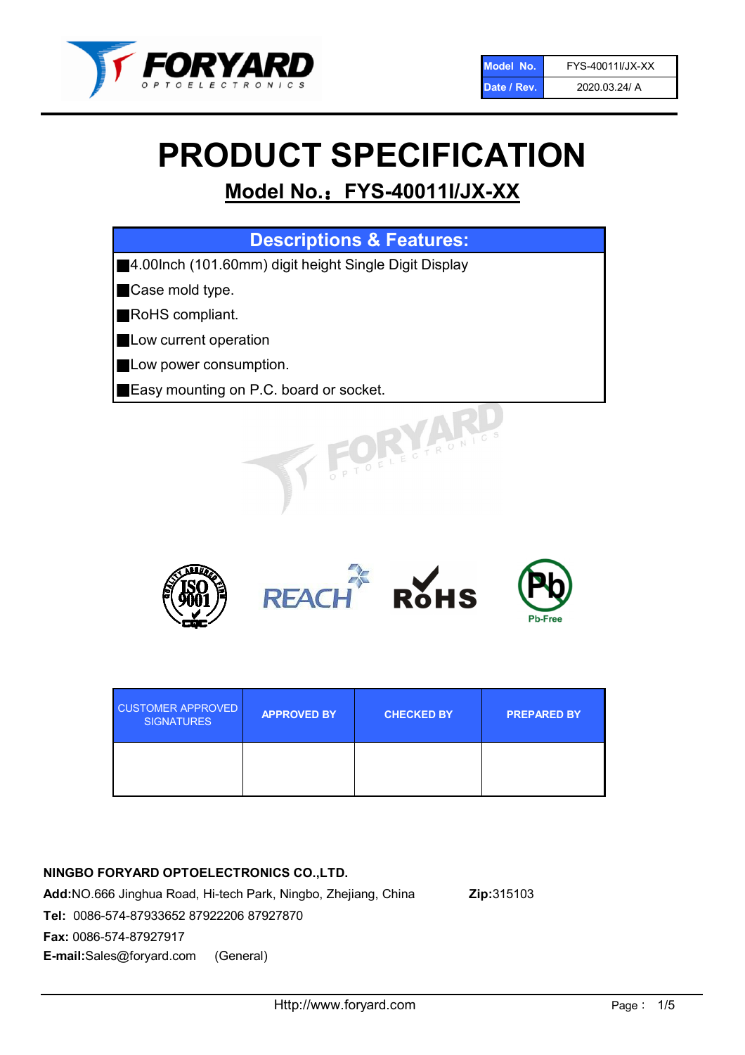| Model No. | FYS-40011I/JX-XX |
| --- | --- |
| Date / Rev. | 2020.03.24/ A |

# PRODUCT SPECIFICATION

## Model No.： FYS-40011I/JX-XX

| Descriptions & Features: |
| --- |
| ■4.00Inch (101.60mm) digit height Single Digit Display |
| ■Case mold type. |
| ■RoHS compliant. |
| ■Low current operation |
| ■Low power consumption. |
| ■Easy mounting on P.C. board or socket. |

| CUSTOMER APPROVED SIGNATURES | APPROVED BY | CHECKED BY | PREPARED BY |
| --- | --- | --- | --- |
| | | | |

**NINGBO FORYARD OPTOELECTRONICS CO.,LTD.**

**Add:**NO.666 Jinghua Road, Hi-tech Park, Ningbo, Zhejiang, China **Zip:**315103

**Tel:** 0086-574-87933652 87922206 87927870

**Fax:** 0086-574-87927917

**E-mail:**Sales@foryard.com (General)

Http://www.foryard.com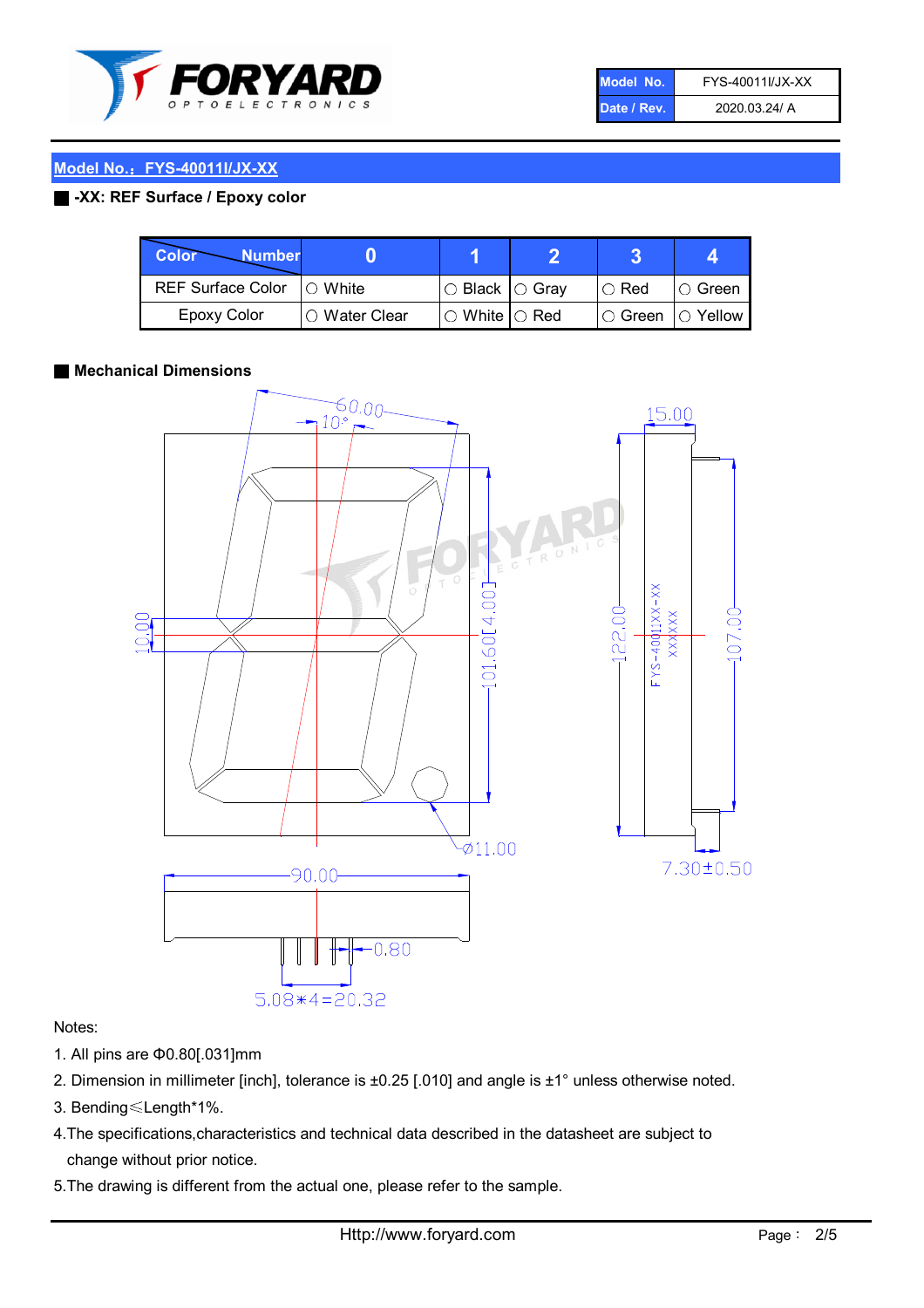| Model No. | FYS-40011I/JX-XX |
| --- | --- |
| Date / Rev. | 2020.03.24/ A |

## Model No.：FYS-40011I/JX-XX

**-XX: REF Surface / Epoxy color**

| Color \ Number | 0 | 1 | 2 | 3 | 4 |
| --- | --- | --- | --- | --- | --- |
| REF Surface Color | ○ White | ○ Black | ○ Gray | ○ Red | ○ Green |
| Epoxy Color | ○ Water Clear | ○ White | ○ Red | ○ Green | ○ Yellow |

**Mechanical Dimensions**

60.00
10°
10.00
101.60[4.00]
Ø11.00
90.00
0.80
5.08*4=20.32
15.00
122.00
107.00
7.30±0.50
FYS-40011XX-XX
XXXXXX

Notes:

1. All pins are Φ0.80[.031]mm
2. Dimension in millimeter [inch], tolerance is ±0.25 [.010] and angle is ±1° unless otherwise noted.
3. Bending≤Length*1%.
4. The specifications,characteristics and technical data described in the datasheet are subject to change without prior notice.
5. The drawing is different from the actual one, please refer to the sample.

Http://www.foryard.com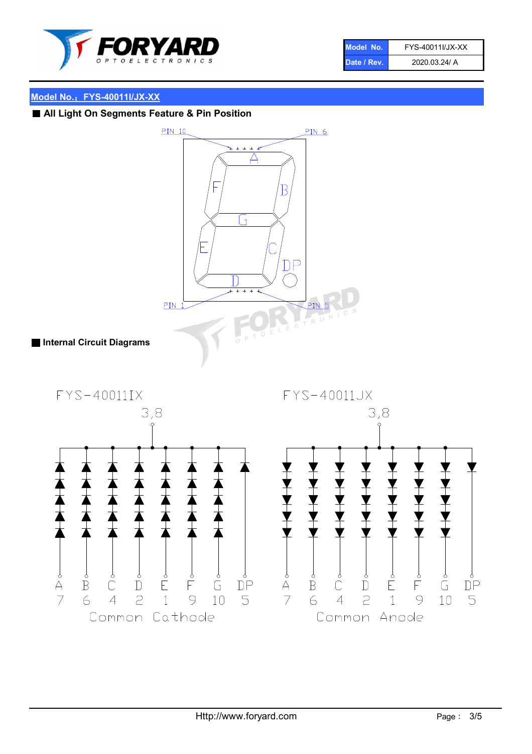| Model No. | FYS-40011I/JX-XX |
| --- | --- |
| Date / Rev. | 2020.03.24/ A |

## Model No.：FYS-40011I/JX-XX

### ■ All Light On Segments Feature & Pin Position

PIN 10 PIN 6

A B C D E F G DP

PIN 1 PIN 5

### ■ Internal Circuit Diagrams

**FYS-40011IX** (3,8)

| A | B | C | D | E | F | G | DP |
| --- | --- | --- | --- | --- | --- | --- | --- |
| 7 | 6 | 4 | 2 | 1 | 9 | 10 | 5 |

Common Cathode

**FYS-40011JX** (3,8)

| A | B | C | D | E | F | G | DP |
| --- | --- | --- | --- | --- | --- | --- | --- |
| 7 | 6 | 4 | 2 | 1 | 9 | 10 | 5 |

Common Anode

Http://www.foryard.com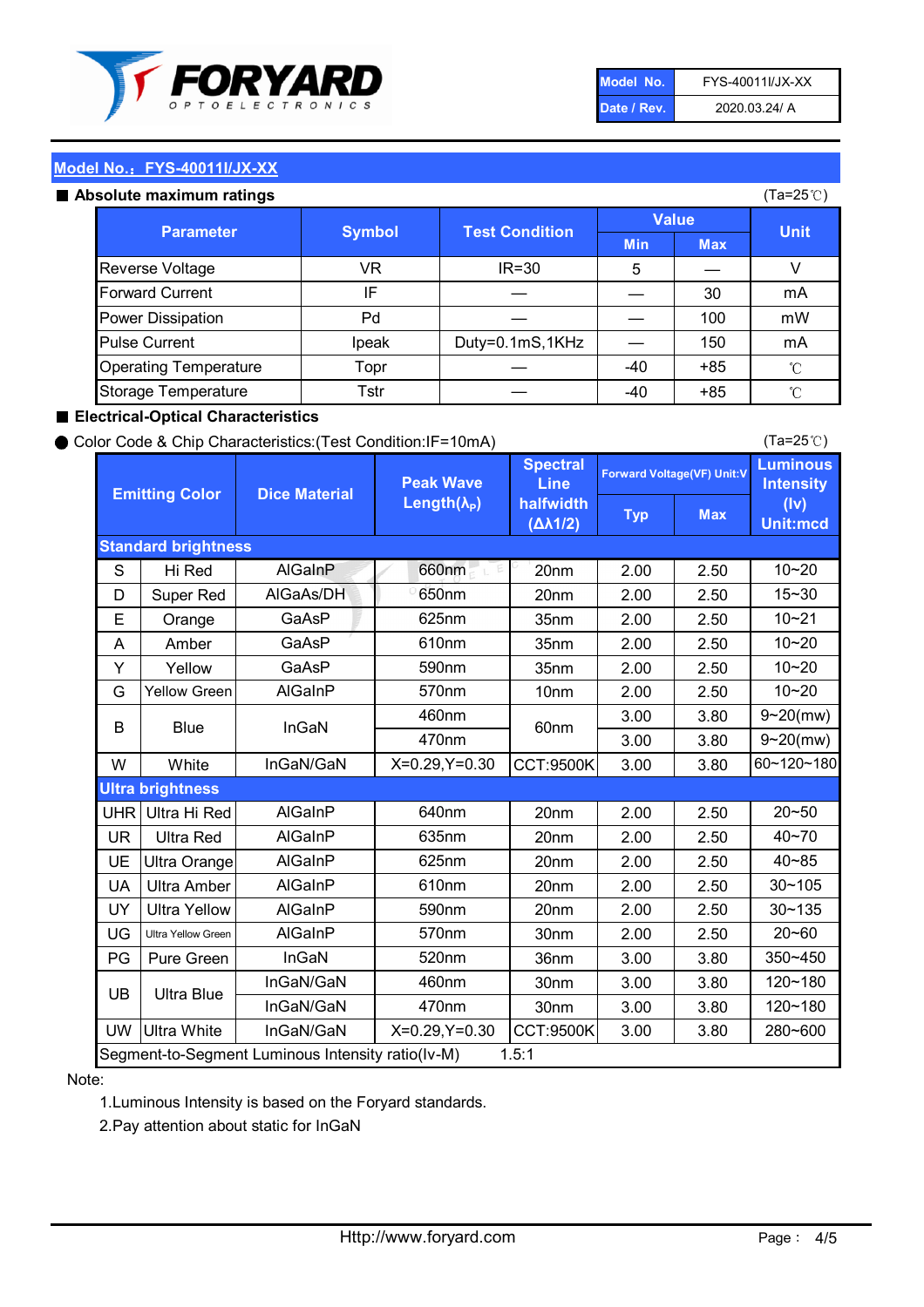| Model No. | FYS-40011I/JX-XX |
|---|---|
| Date / Rev. | 2020.03.24/ A |

## Model No.：FYS-40011I/JX-XX

### ■ Absolute maximum ratings

(Ta=25℃)

| Parameter | Symbol | Test Condition | Value | | Unit |
|---|---|---|---|---|---|
| | | | Min | Max | |
| Reverse Voltage | VR | IR=30 | 5 | — | V |
| Forward Current | IF | — | — | 30 | mA |
| Power Dissipation | Pd | — | — | 100 | mW |
| Pulse Current | Ipeak | Duty=0.1mS,1KHz | — | 150 | mA |
| Operating Temperature | Topr | — | -40 | +85 | ℃ |
| Storage Temperature | Tstr | — | -40 | +85 | ℃ |

### ■ Electrical-Optical Characteristics

● Color Code & Chip Characteristics:(Test Condition:IF=10mA)

(Ta=25℃)

| Emitting Color | | Dice Material | Peak Wave Length($\lambda_P$) | Spectral Line halfwidth ($\Delta\lambda1/2$) | Forward Voltage(VF) Unit:V | | Luminous Intensity (Iv) Unit:mcd |
|---|---|---|---|---|---|---|---|
| | | | | | Typ | Max | |
| **Standard brightness** | | | | | | | |
| S | Hi Red | AlGaInP | 660nm | 20nm | 2.00 | 2.50 | 10~20 |
| D | Super Red | AlGaAs/DH | 650nm | 20nm | 2.00 | 2.50 | 15~30 |
| E | Orange | GaAsP | 625nm | 35nm | 2.00 | 2.50 | 10~21 |
| A | Amber | GaAsP | 610nm | 35nm | 2.00 | 2.50 | 10~20 |
| Y | Yellow | GaAsP | 590nm | 35nm | 2.00 | 2.50 | 10~20 |
| G | Yellow Green | AlGaInP | 570nm | 10nm | 2.00 | 2.50 | 10~20 |
| B | Blue | InGaN | 460nm | 60nm | 3.00 | 3.80 | 9~20(mw) |
| | | | 470nm | | 3.00 | 3.80 | 9~20(mw) |
| W | White | InGaN/GaN | X=0.29,Y=0.30 | CCT:9500K | 3.00 | 3.80 | 60~120~180 |
| **Ultra brightness** | | | | | | | |
| UHR | Ultra Hi Red | AlGaInP | 640nm | 20nm | 2.00 | 2.50 | 20~50 |
| UR | Ultra Red | AlGaInP | 635nm | 20nm | 2.00 | 2.50 | 40~70 |
| UE | Ultra Orange | AlGaInP | 625nm | 20nm | 2.00 | 2.50 | 40~85 |
| UA | Ultra Amber | AlGaInP | 610nm | 20nm | 2.00 | 2.50 | 30~105 |
| UY | Ultra Yellow | AlGaInP | 590nm | 20nm | 2.00 | 2.50 | 30~135 |
| UG | Ultra Yellow Green | AlGaInP | 570nm | 30nm | 2.00 | 2.50 | 20~60 |
| PG | Pure Green | InGaN | 520nm | 36nm | 3.00 | 3.80 | 350~450 |
| UB | Ultra Blue | InGaN/GaN | 460nm | 30nm | 3.00 | 3.80 | 120~180 |
| | | InGaN/GaN | 470nm | 30nm | 3.00 | 3.80 | 120~180 |
| UW | Ultra White | InGaN/GaN | X=0.29,Y=0.30 | CCT:9500K | 3.00 | 3.80 | 280~600 |
| Segment-to-Segment Luminous Intensity ratio(Iv-M) | | | | 1.5:1 | | | |

Note:

1.Luminous Intensity is based on the Foryard standards.

2.Pay attention about static for InGaN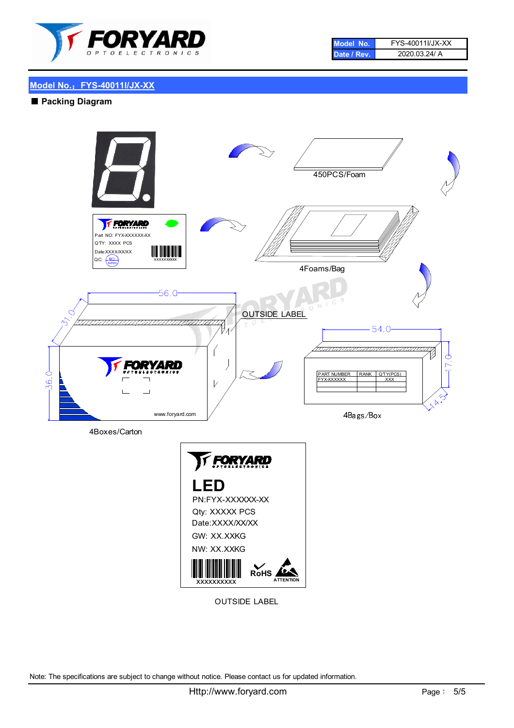| Model No. | FYS-40011I/JX-XX |
| --- | --- |
| Date / Rev. | 2020.03.24/ A |

## Model No.：FYS-40011I/JX-XX

■ **Packing Diagram**

450PCS/Foam

Part NO: FYX-XXXXXX-XX
Q'TY: XXXX PCS
Date:XXXX/XX/XX
QC:

4Foams/Bag

56.0

31.0

36.0

OUTSIDE LABEL

www.foryard.com

4Boxes/Carton

54.0

17.0

14.5

| PART NUMBER | RANK | Q'TY(PCS) |
| --- | --- | --- |
| FYX-XXXXXX | | XXX |

4Bags/Box

LED
PN:FYX-XXXXXX-XX
Qty: XXXXX PCS
Date:XXXX/XX/XX
GW: XX.XXKG
NW: XX.XXKG
XXXXXXXXXX
RoHS
ATTENTION

OUTSIDE LABEL

Note: The specifications are subject to change without notice. Please contact us for updated information.